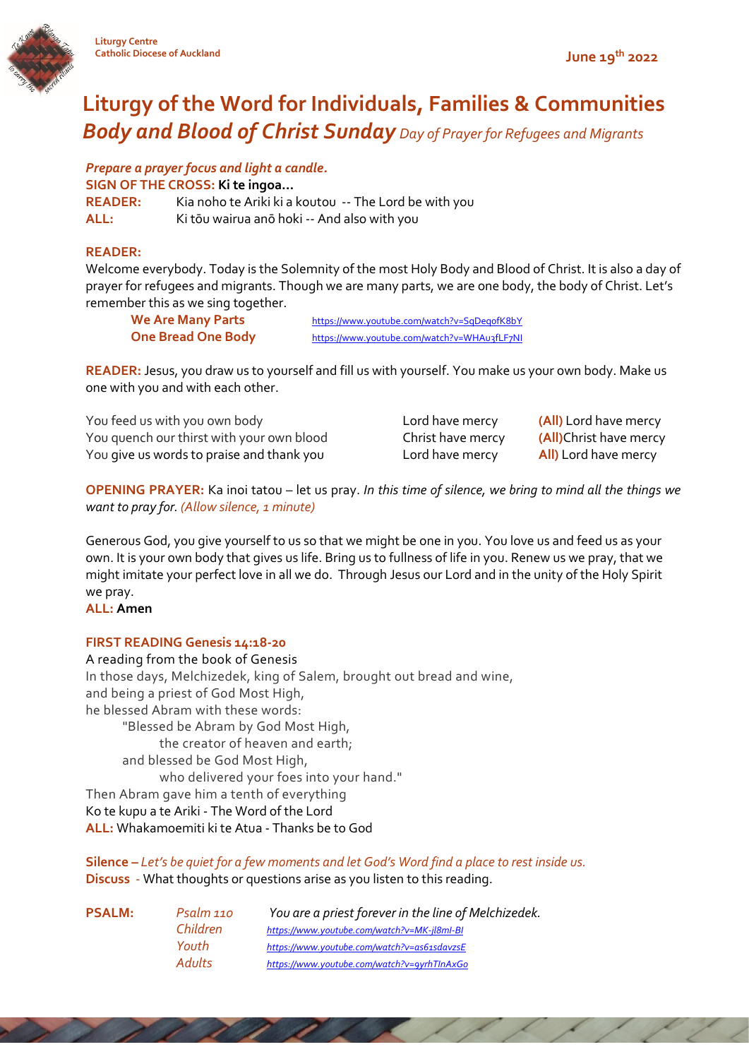Liturgy Centre
Catholic Diocese of Auckland

June 19th 2022

# Liturgy of the Word for Individuals, Families & Communities

## *Body and Blood of Christ Sunday* *Day of Prayer for Refugees and Migrants*

*Prepare a prayer focus and light a candle.*

**SIGN OF THE CROSS: Ki te ingoa…**

**READER:** Kia noho te Ariki ki a koutou -- The Lord be with you

**ALL:** Ki tōu wairua anō hoki -- And also with you

**READER:**

Welcome everybody. Today is the Solemnity of the most Holy Body and Blood of Christ. It is also a day of prayer for refugees and migrants. Though we are many parts, we are one body, the body of Christ. Let's remember this as we sing together.

**We Are Many Parts** https://www.youtube.com/watch?v=SqDeqofK8bY
**One Bread One Body** https://www.youtube.com/watch?v=WHAu3fLF7NI

**READER:** Jesus, you draw us to yourself and fill us with yourself. You make us your own body. Make us one with you and with each other.

| | | |
|---|---|---|
| You feed us with you own body | Lord have mercy | **(All)** Lord have mercy |
| You quench our thirst with your own blood | Christ have mercy | **(All)**Christ have mercy |
| You give us words to praise and thank you | Lord have mercy | **All)** Lord have mercy |

**OPENING PRAYER:** Ka inoi tatou – let us pray. *In this time of silence, we bring to mind all the things we want to pray for. (Allow silence, 1 minute)*

Generous God, you give yourself to us so that we might be one in you. You love us and feed us as your own. It is your own body that gives us life. Bring us to fullness of life in you. Renew us we pray, that we might imitate your perfect love in all we do. Through Jesus our Lord and in the unity of the Holy Spirit we pray.

**ALL: Amen**

**FIRST READING Genesis 14:18-20**

A reading from the book of Genesis

In those days, Melchizedek, king of Salem, brought out bread and wine,
and being a priest of God Most High,
he blessed Abram with these words:
"Blessed be Abram by God Most High,
the creator of heaven and earth;
and blessed be God Most High,
who delivered your foes into your hand."
Then Abram gave him a tenth of everything

Ko te kupu a te Ariki - The Word of the Lord

**ALL:** Whakamoemiti ki te Atua - Thanks be to God

**Silence –** *Let's be quiet for a few moments and let God's Word find a place to rest inside us.*

**Discuss** - What thoughts or questions arise as you listen to this reading.

**PSALM:** *Psalm 110* *You are a priest forever in the line of Melchizedek.*

*Children* https://www.youtube.com/watch?v=MK-jl8ml-BI
*Youth* https://www.youtube.com/watch?v=as61sdavzsE
*Adults* https://www.youtube.com/watch?v=9yrhTInAxGo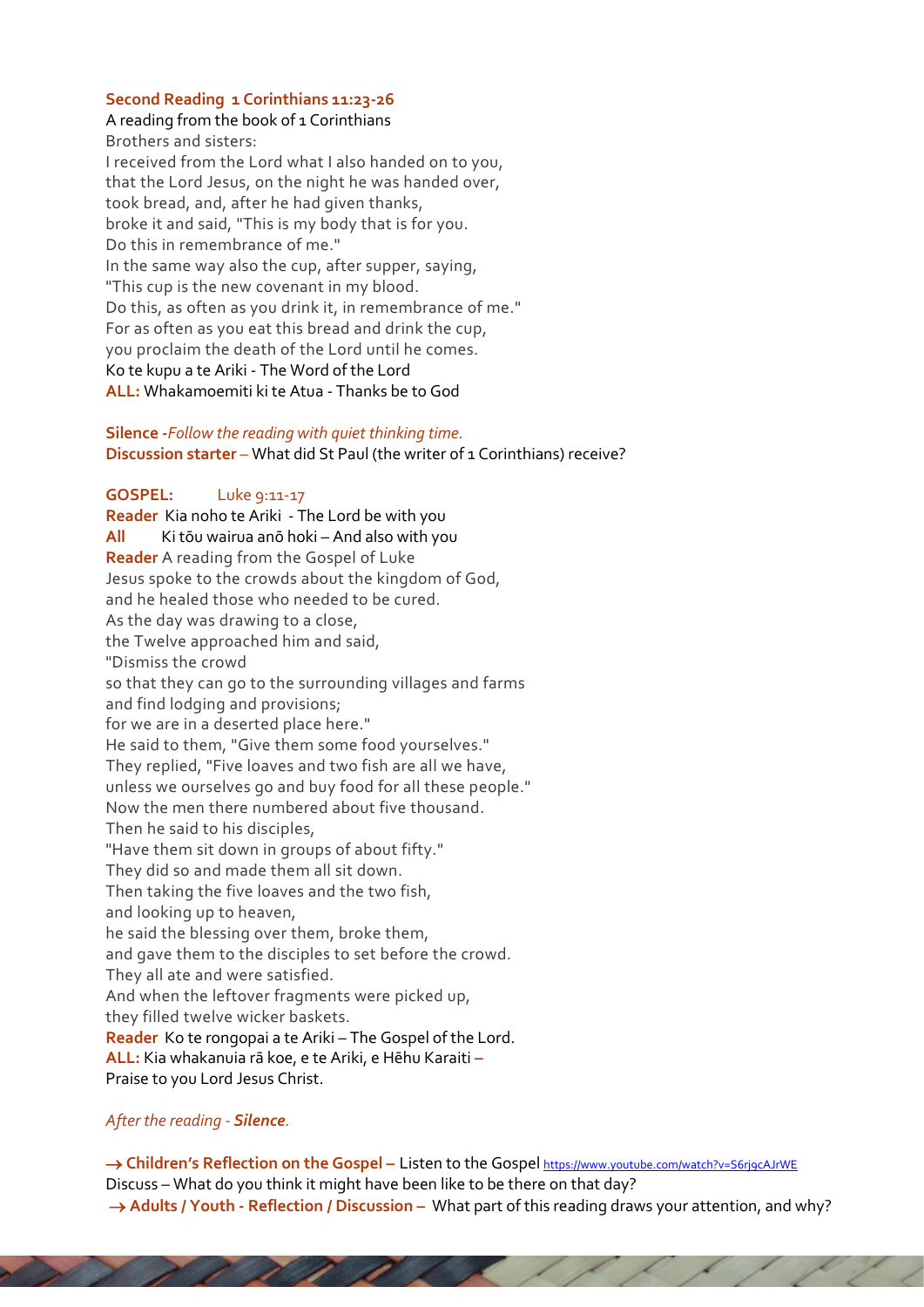**Second Reading 1 Corinthians 11:23-26**

A reading from the book of 1 Corinthians
Brothers and sisters:
I received from the Lord what I also handed on to you,
that the Lord Jesus, on the night he was handed over,
took bread, and, after he had given thanks,
broke it and said, "This is my body that is for you.
Do this in remembrance of me."
In the same way also the cup, after supper, saying,
"This cup is the new covenant in my blood.
Do this, as often as you drink it, in remembrance of me."
For as often as you eat this bread and drink the cup,
you proclaim the death of the Lord until he comes.
Ko te kupu a te Ariki - The Word of the Lord
**ALL:** Whakamoemiti ki te Atua - Thanks be to God

**Silence -***Follow the reading with quiet thinking time.*
**Discussion starter –** What did St Paul (the writer of 1 Corinthians) receive?

**GOSPEL:** Luke 9:11-17

**Reader** Kia noho te Ariki - The Lord be with you
**All** Ki tōu wairua anō hoki – And also with you
**Reader** A reading from the Gospel of Luke
Jesus spoke to the crowds about the kingdom of God,
and he healed those who needed to be cured.
As the day was drawing to a close,
the Twelve approached him and said,
"Dismiss the crowd
so that they can go to the surrounding villages and farms
and find lodging and provisions;
for we are in a deserted place here."
He said to them, "Give them some food yourselves."
They replied, "Five loaves and two fish are all we have,
unless we ourselves go and buy food for all these people."
Now the men there numbered about five thousand.
Then he said to his disciples,
"Have them sit down in groups of about fifty."
They did so and made them all sit down.
Then taking the five loaves and the two fish,
and looking up to heaven,
he said the blessing over them, broke them,
and gave them to the disciples to set before the crowd.
They all ate and were satisfied.
And when the leftover fragments were picked up,
they filled twelve wicker baskets.
**Reader** Ko te rongopai a te Ariki – The Gospel of the Lord.
**ALL:** Kia whakanuia rā koe, e te Ariki, e Hēhu Karaiti –
Praise to you Lord Jesus Christ.

*After the reading - **Silence**.*

**→ Children's Reflection on the Gospel –** Listen to the Gospel https://www.youtube.com/watch?v=S6rjgcAJrWE
Discuss – What do you think it might have been like to be there on that day?
**→ Adults / Youth - Reflection / Discussion –** What part of this reading draws your attention, and why?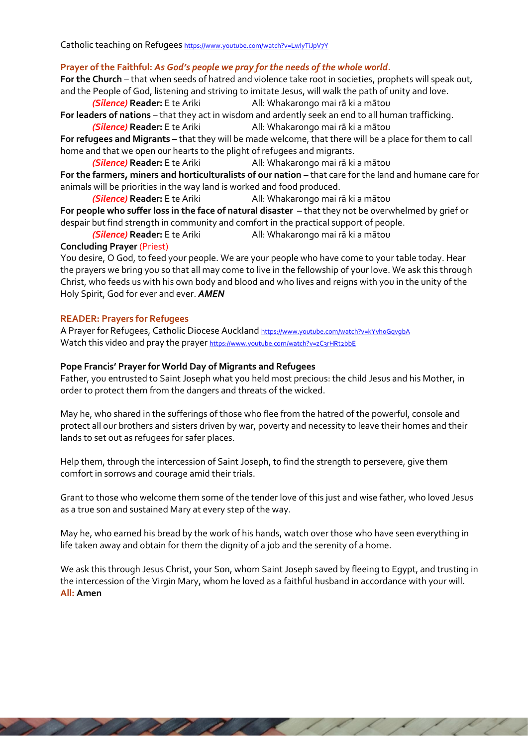Catholic teaching on Refugees https://www.youtube.com/watch?v=LwlyTiJpV7Y

**Prayer of the Faithful:** ***As God's people we pray for the needs of the whole world.***

**For the Church** – that when seeds of hatred and violence take root in societies, prophets will speak out, and the People of God, listening and striving to imitate Jesus, will walk the path of unity and love.

*(Silence)* **Reader:** E te Ariki All: Whakarongo mai rā ki a mātou

**For leaders of nations** – that they act in wisdom and ardently seek an end to all human trafficking.

*(Silence)* **Reader:** E te Ariki All: Whakarongo mai rā ki a mātou

**For refugees and Migrants –** that they will be made welcome, that there will be a place for them to call home and that we open our hearts to the plight of refugees and migrants.

*(Silence)* **Reader:** E te Ariki All: Whakarongo mai rā ki a mātou

**For the farmers, miners and horticulturalists of our nation –** that care for the land and humane care for animals will be priorities in the way land is worked and food produced.

*(Silence)* **Reader:** E te Ariki All: Whakarongo mai rā ki a mātou

**For people who suffer loss in the face of natural disaster** – that they not be overwhelmed by grief or despair but find strength in community and comfort in the practical support of people.

*(Silence)* **Reader:** E te Ariki All: Whakarongo mai rā ki a mātou

**Concluding Prayer** (Priest)

You desire, O God, to feed your people. We are your people who have come to your table today. Hear the prayers we bring you so that all may come to live in the fellowship of your love. We ask this through Christ, who feeds us with his own body and blood and who lives and reigns with you in the unity of the Holy Spirit, God for ever and ever. ***AMEN***

**READER: Prayers for Refugees**

A Prayer for Refugees, Catholic Diocese Auckland https://www.youtube.com/watch?v=kYvhoGqvgbA

Watch this video and pray the prayer https://www.youtube.com/watch?v=zC3rHRt2bbE

**Pope Francis' Prayer for World Day of Migrants and Refugees**

Father, you entrusted to Saint Joseph what you held most precious: the child Jesus and his Mother, in order to protect them from the dangers and threats of the wicked.

May he, who shared in the sufferings of those who flee from the hatred of the powerful, console and protect all our brothers and sisters driven by war, poverty and necessity to leave their homes and their lands to set out as refugees for safer places.

Help them, through the intercession of Saint Joseph, to find the strength to persevere, give them comfort in sorrows and courage amid their trials.

Grant to those who welcome them some of the tender love of this just and wise father, who loved Jesus as a true son and sustained Mary at every step of the way.

May he, who earned his bread by the work of his hands, watch over those who have seen everything in life taken away and obtain for them the dignity of a job and the serenity of a home.

We ask this through Jesus Christ, your Son, whom Saint Joseph saved by fleeing to Egypt, and trusting in the intercession of the Virgin Mary, whom he loved as a faithful husband in accordance with your will.

**All: Amen**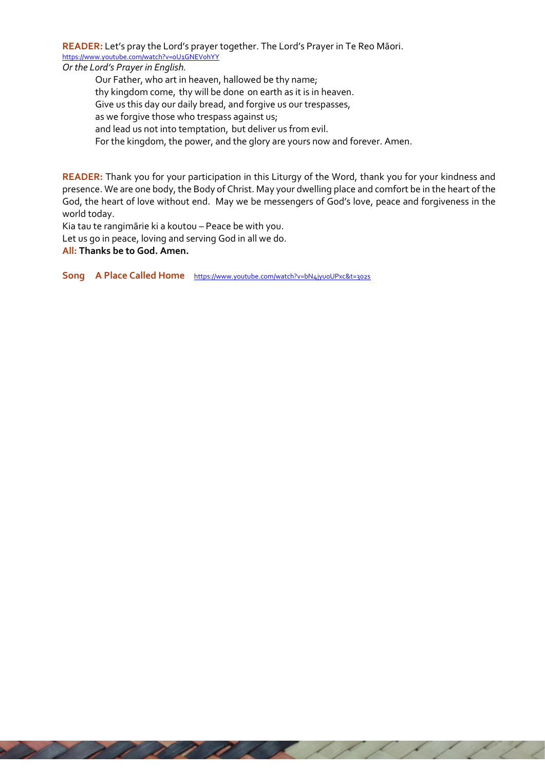**READER:** Let's pray the Lord's prayer together. The Lord's Prayer in Te Reo Māori.
https://www.youtube.com/watch?v=oU1GNEVohYY

*Or the Lord's Prayer in English.*

> Our Father, who art in heaven, hallowed be thy name;
> thy kingdom come, thy will be done on earth as it is in heaven.
> Give us this day our daily bread, and forgive us our trespasses,
> as we forgive those who trespass against us;
> and lead us not into temptation, but deliver us from evil.
> For the kingdom, the power, and the glory are yours now and forever. Amen.

**READER:** Thank you for your participation in this Liturgy of the Word, thank you for your kindness and presence. We are one body, the Body of Christ. May your dwelling place and comfort be in the heart of the God, the heart of love without end. May we be messengers of God's love, peace and forgiveness in the world today.

Kia tau te rangimārie ki a koutou – Peace be with you.

Let us go in peace, loving and serving God in all we do.

**All:** **Thanks be to God. Amen.**

**Song A Place Called Home** https://www.youtube.com/watch?v=bN4jyuoUPxc&t=302s